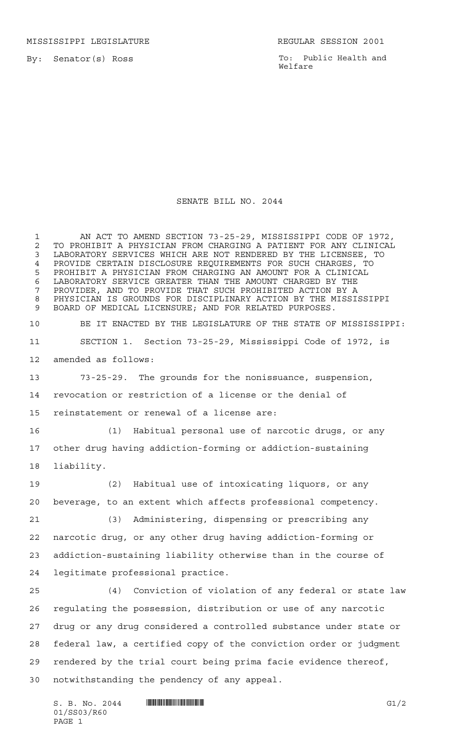MISSISSIPPI LEGISLATURE

REGULAR SESSION 2001

By: Senator(s) Ross

To: Public Health and Welfare

# SENATE BILL NO. 2044

AN ACT TO AMEND SECTION 73-25-29, MISSISSIPPI CODE OF 1972, TO PROHIBIT A PHYSICIAN FROM CHARGING A PATIENT FOR ANY CLINICAL LABORATORY SERVICES WHICH ARE NOT RENDERED BY THE LICENSEE, TO PROVIDE CERTAIN DISCLOSURE REQUIREMENTS FOR SUCH CHARGES, TO PROHIBIT A PHYSICIAN FROM CHARGING AN AMOUNT FOR A CLINICAL LABORATORY SERVICE GREATER THAN THE AMOUNT CHARGED BY THE PROVIDER, AND TO PROVIDE THAT SUCH PROHIBITED ACTION BY A PHYSICIAN IS GROUNDS FOR DISCIPLINARY ACTION BY THE MISSISSIPPI BOARD OF MEDICAL LICENSURE; AND FOR RELATED PURPOSES.

BE IT ENACTED BY THE LEGISLATURE OF THE STATE OF MISSISSIPPI:

SECTION 1. Section 73-25-29, Mississippi Code of 1972, is amended as follows:

73-25-29. The grounds for the nonissuance, suspension, revocation or restriction of a license or the denial of reinstatement or renewal of a license are:

(1) Habitual personal use of narcotic drugs, or any other drug having addiction-forming or addiction-sustaining liability.

(2) Habitual use of intoxicating liquors, or any beverage, to an extent which affects professional competency.

(3) Administering, dispensing or prescribing any narcotic drug, or any other drug having addiction-forming or addiction-sustaining liability otherwise than in the course of legitimate professional practice.

(4) Conviction of violation of any federal or state law regulating the possession, distribution or use of any narcotic drug or any drug considered a controlled substance under state or federal law, a certified copy of the conviction order or judgment rendered by the trial court being prima facie evidence thereof, notwithstanding the pendency of any appeal.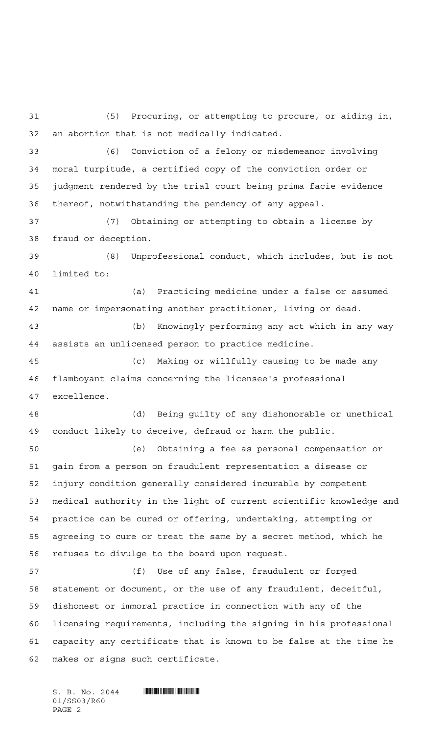(5) Procuring, or attempting to procure, or aiding in, an abortion that is not medically indicated.

(6) Conviction of a felony or misdemeanor involving moral turpitude, a certified copy of the conviction order or judgment rendered by the trial court being prima facie evidence thereof, notwithstanding the pendency of any appeal.

(7) Obtaining or attempting to obtain a license by fraud or deception.

(8) Unprofessional conduct, which includes, but is not limited to:

(a) Practicing medicine under a false or assumed name or impersonating another practitioner, living or dead.

(b) Knowingly performing any act which in any way assists an unlicensed person to practice medicine.

(c) Making or willfully causing to be made any flamboyant claims concerning the licensee's professional excellence.

(d) Being guilty of any dishonorable or unethical conduct likely to deceive, defraud or harm the public.

(e) Obtaining a fee as personal compensation or gain from a person on fraudulent representation a disease or injury condition generally considered incurable by competent medical authority in the light of current scientific knowledge and practice can be cured or offering, undertaking, attempting or agreeing to cure or treat the same by a secret method, which he refuses to divulge to the board upon request.

(f) Use of any false, fraudulent or forged statement or document, or the use of any fraudulent, deceitful, dishonest or immoral practice in connection with any of the licensing requirements, including the signing in his professional capacity any certificate that is known to be false at the time he makes or signs such certificate.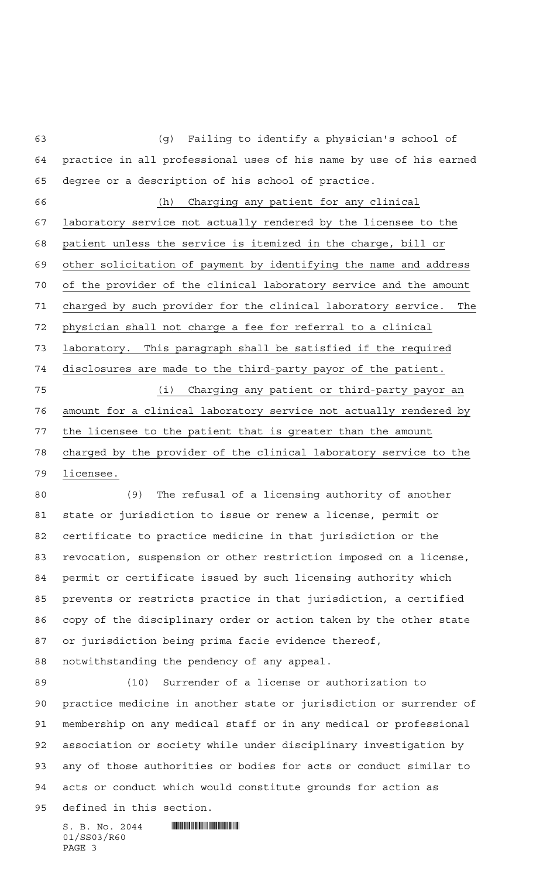(g) Failing to identify a physician's school of practice in all professional uses of his name by use of his earned degree or a description of his school of practice.

(h) Charging any patient for any clinical laboratory service not actually rendered by the licensee to the patient unless the service is itemized in the charge, bill or other solicitation of payment by identifying the name and address of the provider of the clinical laboratory service and the amount charged by such provider for the clinical laboratory service. The physician shall not charge a fee for referral to a clinical laboratory. This paragraph shall be satisfied if the required disclosures are made to the third-party payor of the patient.

(i) Charging any patient or third-party payor an amount for a clinical laboratory service not actually rendered by the licensee to the patient that is greater than the amount charged by the provider of the clinical laboratory service to the licensee.

(9) The refusal of a licensing authority of another state or jurisdiction to issue or renew a license, permit or certificate to practice medicine in that jurisdiction or the revocation, suspension or other restriction imposed on a license, permit or certificate issued by such licensing authority which prevents or restricts practice in that jurisdiction, a certified copy of the disciplinary order or action taken by the other state or jurisdiction being prima facie evidence thereof, notwithstanding the pendency of any appeal.

(10) Surrender of a license or authorization to practice medicine in another state or jurisdiction or surrender of membership on any medical staff or in any medical or professional association or society while under disciplinary investigation by any of those authorities or bodies for acts or conduct similar to acts or conduct which would constitute grounds for action as defined in this section.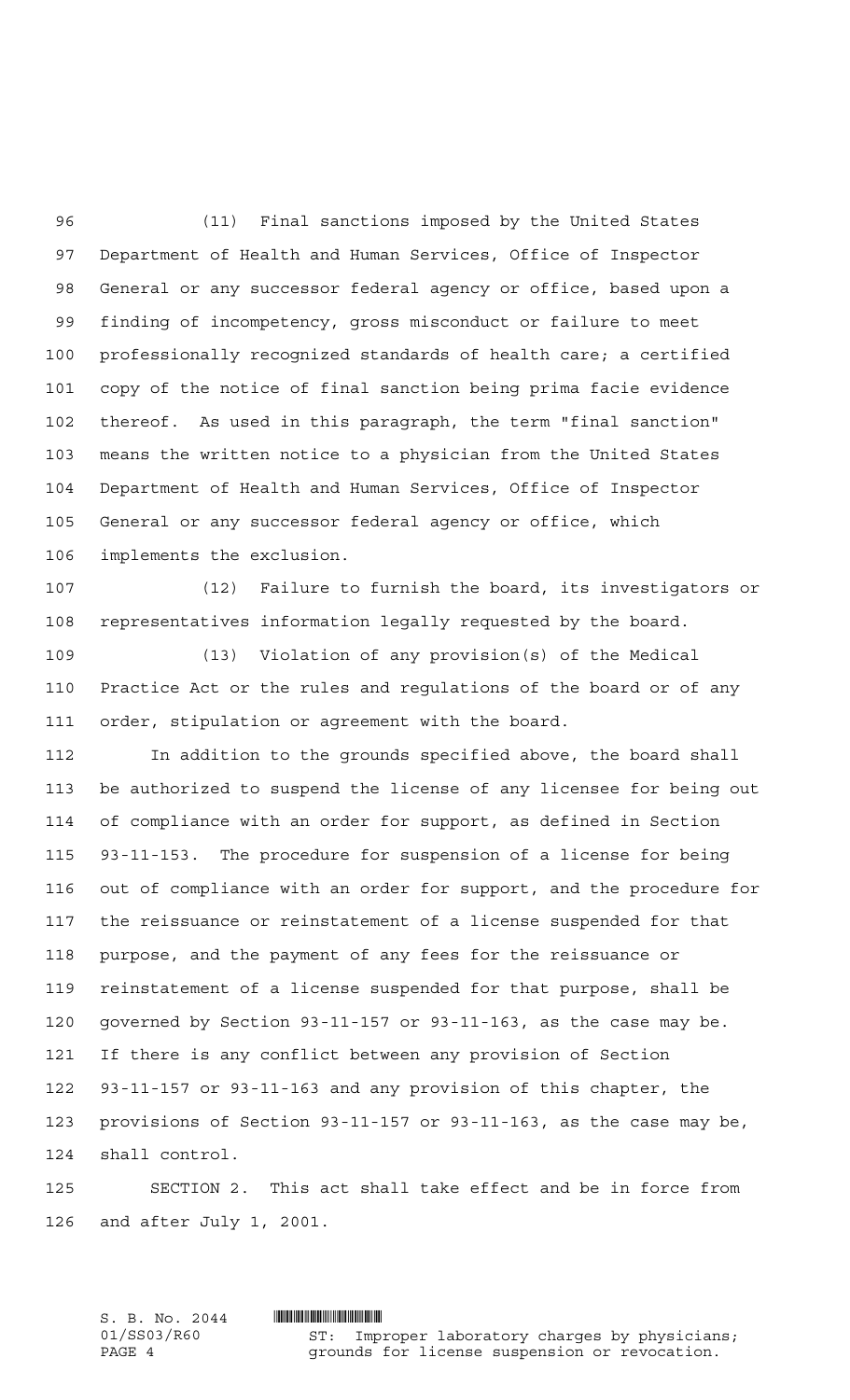(11) Final sanctions imposed by the United States Department of Health and Human Services, Office of Inspector General or any successor federal agency or office, based upon a finding of incompetency, gross misconduct or failure to meet professionally recognized standards of health care; a certified copy of the notice of final sanction being prima facie evidence thereof. As used in this paragraph, the term "final sanction" means the written notice to a physician from the United States Department of Health and Human Services, Office of Inspector General or any successor federal agency or office, which implements the exclusion.

(12) Failure to furnish the board, its investigators or representatives information legally requested by the board.

(13) Violation of any provision(s) of the Medical Practice Act or the rules and regulations of the board or of any order, stipulation or agreement with the board.

In addition to the grounds specified above, the board shall be authorized to suspend the license of any licensee for being out of compliance with an order for support, as defined in Section 93-11-153. The procedure for suspension of a license for being out of compliance with an order for support, and the procedure for the reissuance or reinstatement of a license suspended for that purpose, and the payment of any fees for the reissuance or reinstatement of a license suspended for that purpose, shall be governed by Section 93-11-157 or 93-11-163, as the case may be. If there is any conflict between any provision of Section 93-11-157 or 93-11-163 and any provision of this chapter, the provisions of Section 93-11-157 or 93-11-163, as the case may be, shall control.

SECTION 2. This act shall take effect and be in force from and after July 1, 2001.

S. B. No. 2044
01/SS03/R60
ST: Improper laboratory charges by physicians; grounds for license suspension or revocation.